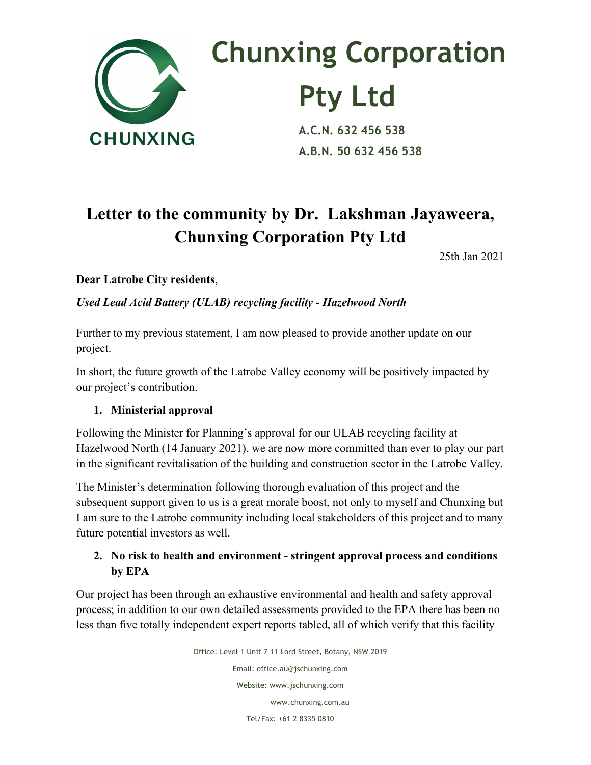# Chunxing Corporation Pty Ltd

**A.C.N. 632 456 538**

**A.B.N. 50 632 456 538**

## Letter to the community by Dr. Lakshman Jayaweera, Chunxing Corporation Pty Ltd

25th Jan 2021

**Dear Latrobe City residents**,

***Used Lead Acid Battery (ULAB) recycling facility - Hazelwood North***

Further to my previous statement, I am now pleased to provide another update on our project.

In short, the future growth of the Latrobe Valley economy will be positively impacted by our project's contribution.

1. **Ministerial approval**

Following the Minister for Planning's approval for our ULAB recycling facility at Hazelwood North (14 January 2021), we are now more committed than ever to play our part in the significant revitalisation of the building and construction sector in the Latrobe Valley.

The Minister's determination following thorough evaluation of this project and the subsequent support given to us is a great morale boost, not only to myself and Chunxing but I am sure to the Latrobe community including local stakeholders of this project and to many future potential investors as well.

2. **No risk to health and environment - stringent approval process and conditions by EPA**

Our project has been through an exhaustive environmental and health and safety approval process; in addition to our own detailed assessments provided to the EPA there has been no less than five totally independent expert reports tabled, all of which verify that this facility

Office: Level 1 Unit 7 11 Lord Street, Botany, NSW 2019

Email: office.au@jschunxing.com

Website: www.jschunxing.com

www.chunxing.com.au

Tel/Fax: +61 2 8335 0810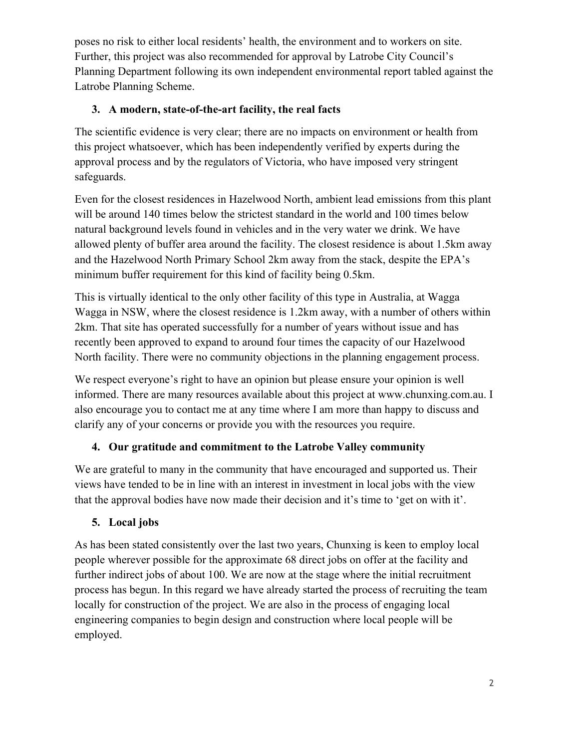poses no risk to either local residents' health, the environment and to workers on site. Further, this project was also recommended for approval by Latrobe City Council's Planning Department following its own independent environmental report tabled against the Latrobe Planning Scheme.

### 3. A modern, state-of-the-art facility, the real facts

The scientific evidence is very clear; there are no impacts on environment or health from this project whatsoever, which has been independently verified by experts during the approval process and by the regulators of Victoria, who have imposed very stringent safeguards.

Even for the closest residences in Hazelwood North, ambient lead emissions from this plant will be around 140 times below the strictest standard in the world and 100 times below natural background levels found in vehicles and in the very water we drink. We have allowed plenty of buffer area around the facility. The closest residence is about 1.5km away and the Hazelwood North Primary School 2km away from the stack, despite the EPA's minimum buffer requirement for this kind of facility being 0.5km.

This is virtually identical to the only other facility of this type in Australia, at Wagga Wagga in NSW, where the closest residence is 1.2km away, with a number of others within 2km. That site has operated successfully for a number of years without issue and has recently been approved to expand to around four times the capacity of our Hazelwood North facility. There were no community objections in the planning engagement process.

We respect everyone's right to have an opinion but please ensure your opinion is well informed. There are many resources available about this project at www.chunxing.com.au. I also encourage you to contact me at any time where I am more than happy to discuss and clarify any of your concerns or provide you with the resources you require.

### 4. Our gratitude and commitment to the Latrobe Valley community

We are grateful to many in the community that have encouraged and supported us. Their views have tended to be in line with an interest in investment in local jobs with the view that the approval bodies have now made their decision and it's time to 'get on with it'.

### 5. Local jobs

As has been stated consistently over the last two years, Chunxing is keen to employ local people wherever possible for the approximate 68 direct jobs on offer at the facility and further indirect jobs of about 100. We are now at the stage where the initial recruitment process has begun. In this regard we have already started the process of recruiting the team locally for construction of the project. We are also in the process of engaging local engineering companies to begin design and construction where local people will be employed.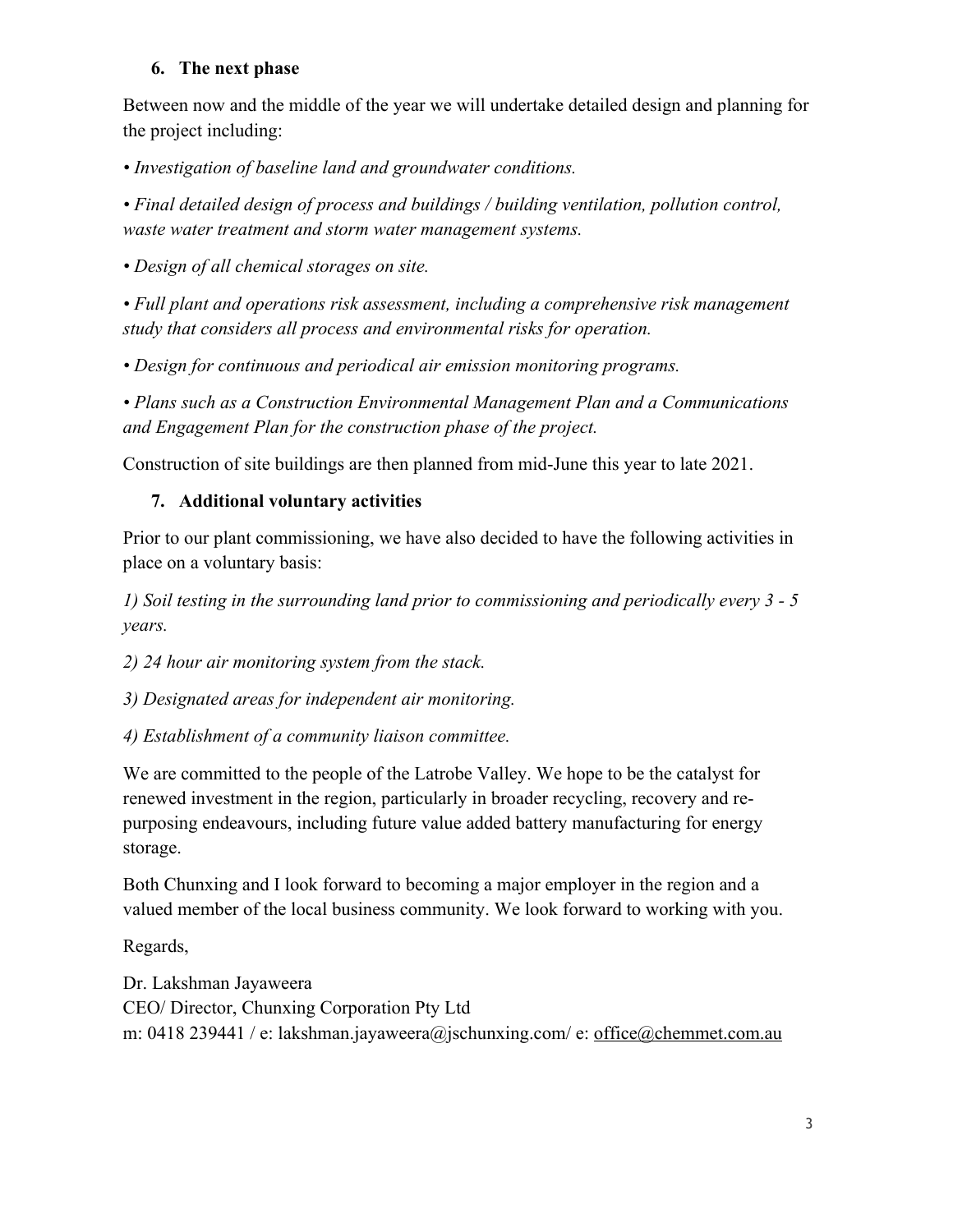## 6. The next phase

Between now and the middle of the year we will undertake detailed design and planning for the project including:

*• Investigation of baseline land and groundwater conditions.*

*• Final detailed design of process and buildings / building ventilation, pollution control, waste water treatment and storm water management systems.*

*• Design of all chemical storages on site.*

*• Full plant and operations risk assessment, including a comprehensive risk management study that considers all process and environmental risks for operation.*

*• Design for continuous and periodical air emission monitoring programs.*

*• Plans such as a Construction Environmental Management Plan and a Communications and Engagement Plan for the construction phase of the project.*

Construction of site buildings are then planned from mid-June this year to late 2021.

## 7. Additional voluntary activities

Prior to our plant commissioning, we have also decided to have the following activities in place on a voluntary basis:

*1) Soil testing in the surrounding land prior to commissioning and periodically every 3 - 5 years.*

*2) 24 hour air monitoring system from the stack.*

*3) Designated areas for independent air monitoring.*

*4) Establishment of a community liaison committee.*

We are committed to the people of the Latrobe Valley. We hope to be the catalyst for renewed investment in the region, particularly in broader recycling, recovery and re-purposing endeavours, including future value added battery manufacturing for energy storage.

Both Chunxing and I look forward to becoming a major employer in the region and a valued member of the local business community. We look forward to working with you.

Regards,

Dr. Lakshman Jayaweera
CEO/ Director, Chunxing Corporation Pty Ltd
m: 0418 239441 / e: lakshman.jayaweera@jschunxing.com/ e: office@chemmet.com.au